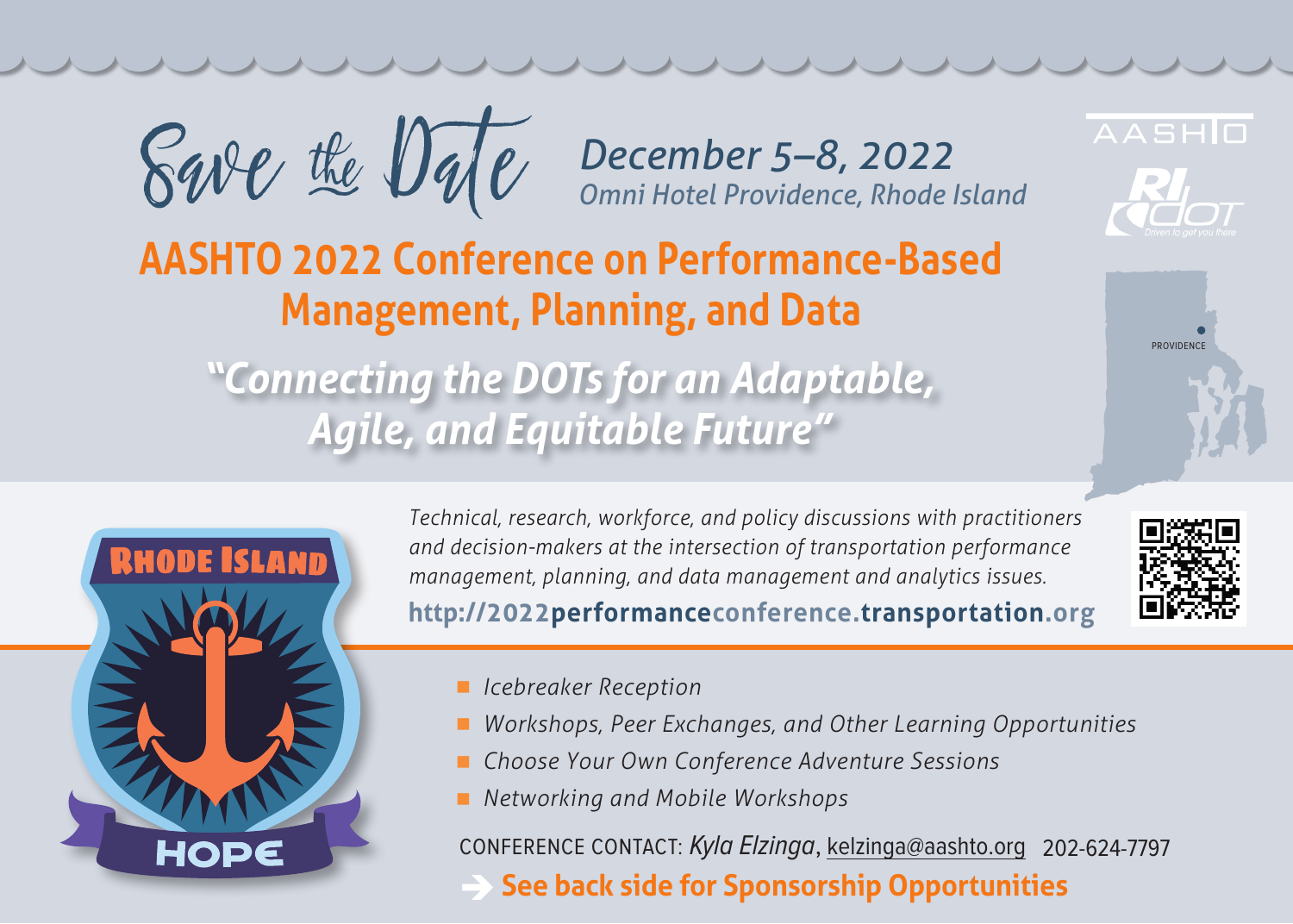# Save the Date

*December 5–8, 2022*
*Omni Hotel Providence, Rhode Island*

AASHTO

RI DOT — *Driven to get you there*

PROVIDENCE

## AASHTO 2022 Conference on Performance-Based Management, Planning, and Data

### *"Connecting the DOTs for an Adaptable, Agile, and Equitable Future"*

RHODE ISLAND

HOPE

*Technical, research, workforce, and policy discussions with practitioners and decision-makers at the intersection of transportation performance management, planning, and data management and analytics issues.*

**http://2022performanceconference.transportation.org**

- *Icebreaker Reception*
- *Workshops, Peer Exchanges, and Other Learning Opportunities*
- *Choose Your Own Conference Adventure Sessions*
- *Networking and Mobile Workshops*

CONFERENCE CONTACT: *Kyla Elzinga*, kelzinga@aashto.org 202-624-7797

**➔ See back side for Sponsorship Opportunities**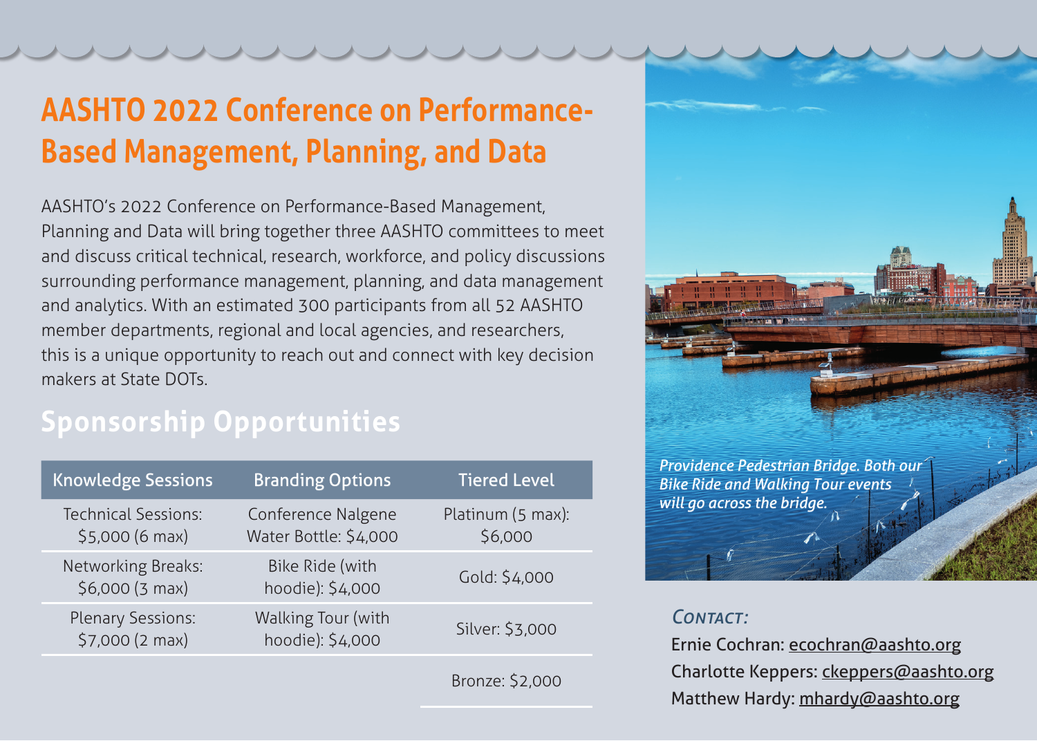# AASHTO 2022 Conference on Performance-Based Management, Planning, and Data

AASHTO's 2022 Conference on Performance-Based Management, Planning and Data will bring together three AASHTO committees to meet and discuss critical technical, research, workforce, and policy discussions surrounding performance management, planning, and data management and analytics. With an estimated 300 participants from all 52 AASHTO member departments, regional and local agencies, and researchers, this is a unique opportunity to reach out and connect with key decision makers at State DOTs.

## Sponsorship Opportunities

| Knowledge Sessions | Branding Options | Tiered Level |
|---|---|---|
| Technical Sessions: $5,000 (6 max) | Conference Nalgene Water Bottle: $4,000 | Platinum (5 max): $6,000 |
| Networking Breaks: $6,000 (3 max) | Bike Ride (with hoodie): $4,000 | Gold: $4,000 |
| Plenary Sessions: $7,000 (2 max) | Walking Tour (with hoodie): $4,000 | Silver: $3,000 |
| | | Bronze: $2,000 |

*Providence Pedestrian Bridge. Both our Bike Ride and Walking Tour events will go across the bridge.*

### *Contact:*

Ernie Cochran: ecochran@aashto.org
Charlotte Keppers: ckeppers@aashto.org
Matthew Hardy: mhardy@aashto.org